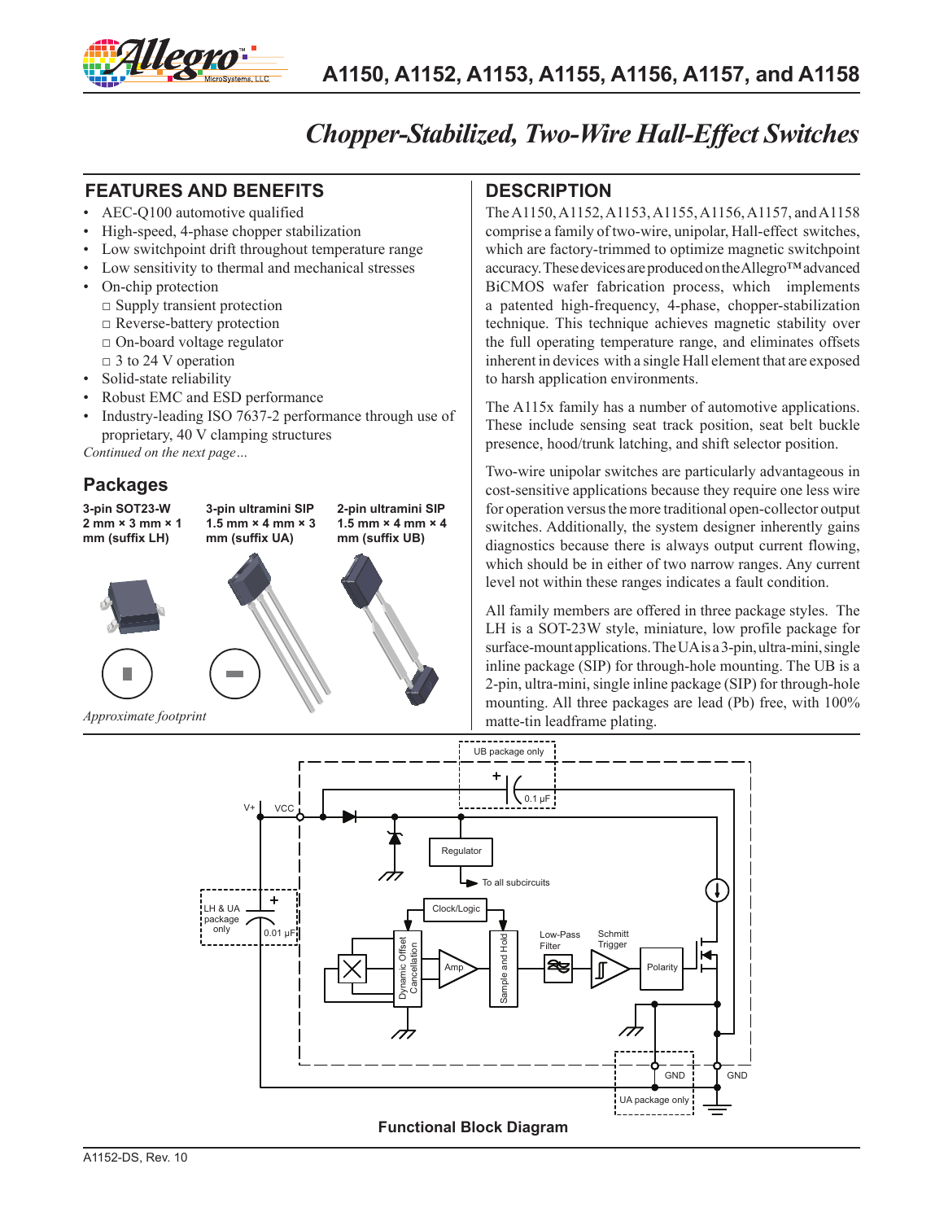# A1150, A1152, A1153, A1155, A1156, A1157, and A1158

## *Chopper-Stabilized, Two-Wire Hall-Effect Switches*

## FEATURES AND BENEFITS

- AEC-Q100 automotive qualified
- High-speed, 4-phase chopper stabilization
- Low switchpoint drift throughout temperature range
- Low sensitivity to thermal and mechanical stresses
- On-chip protection
  - □ Supply transient protection
  - □ Reverse-battery protection
  - □ On-board voltage regulator
  - □ 3 to 24 V operation
- Solid-state reliability
- Robust EMC and ESD performance
- Industry-leading ISO 7637-2 performance through use of proprietary, 40 V clamping structures

*Continued on the next page…*

## Packages

**3-pin SOT23-W 2 mm × 3 mm × 1 mm (suffix LH)**

**3-pin ultramini SIP 1.5 mm × 4 mm × 3 mm (suffix UA)**

**2-pin ultramini SIP 1.5 mm × 4 mm × 4 mm (suffix UB)**

*Approximate footprint*

## DESCRIPTION

The A1150, A1152, A1153, A1155, A1156, A1157, and A1158 comprise a family of two-wire, unipolar, Hall-effect switches, which are factory-trimmed to optimize magnetic switchpoint accuracy. These devices are produced on the Allegro™ advanced BiCMOS wafer fabrication process, which implements a patented high-frequency, 4-phase, chopper-stabilization technique. This technique achieves magnetic stability over the full operating temperature range, and eliminates offsets inherent in devices with a single Hall element that are exposed to harsh application environments.

The A115x family has a number of automotive applications. These include sensing seat track position, seat belt buckle presence, hood/trunk latching, and shift selector position.

Two-wire unipolar switches are particularly advantageous in cost-sensitive applications because they require one less wire for operation versus the more traditional open-collector output switches. Additionally, the system designer inherently gains diagnostics because there is always output current flowing, which should be in either of two narrow ranges. Any current level not within these ranges indicates a fault condition.

All family members are offered in three package styles. The LH is a SOT-23W style, miniature, low profile package for surface-mount applications. The UA is a 3-pin, ultra-mini, single inline package (SIP) for through-hole mounting. The UB is a 2-pin, ultra-mini, single inline package (SIP) for through-hole mounting. All three packages are lead (Pb) free, with 100% matte-tin leadframe plating.

**Functional Block Diagram**

A1152-DS, Rev. 10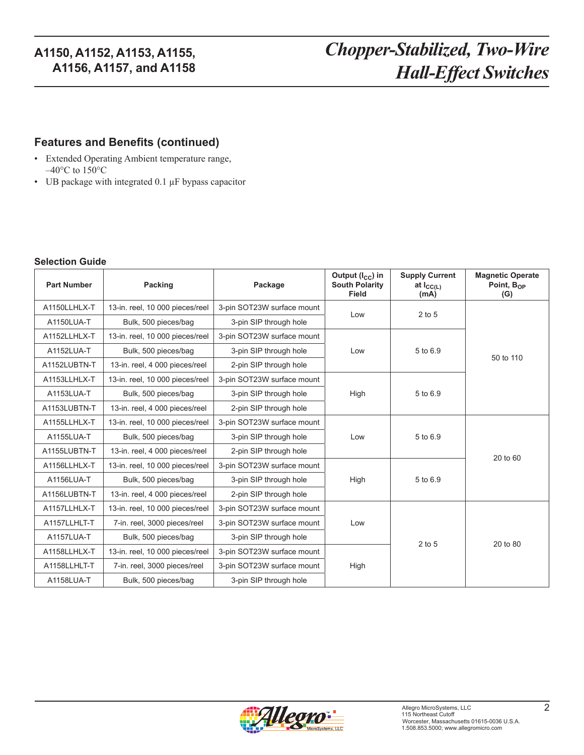## Features and Benefits (continued)

- Extended Operating Ambient temperature range, –40°C to 150°C
- UB package with integrated 0.1 µF bypass capacitor

### Selection Guide

| Part Number | Packing | Package | Output ($I_{CC}$) in South Polarity Field | Supply Current at $I_{CC(L)}$ (mA) | Magnetic Operate Point, $B_{OP}$ (G) |
|---|---|---|---|---|---|
| A1150LLHLX-T | 13-in. reel, 10 000 pieces/reel | 3-pin SOT23W surface mount | Low | 2 to 5 | 50 to 110 |
| A1150LUA-T | Bulk, 500 pieces/bag | 3-pin SIP through hole | | | |
| A1152LLHLX-T | 13-in. reel, 10 000 pieces/reel | 3-pin SOT23W surface mount | Low | 5 to 6.9 | |
| A1152LUA-T | Bulk, 500 pieces/bag | 3-pin SIP through hole | | | |
| A1152LUBTN-T | 13-in. reel, 4 000 pieces/reel | 2-pin SIP through hole | | | |
| A1153LLHLX-T | 13-in. reel, 10 000 pieces/reel | 3-pin SOT23W surface mount | High | 5 to 6.9 | |
| A1153LUA-T | Bulk, 500 pieces/bag | 3-pin SIP through hole | | | |
| A1153LUBTN-T | 13-in. reel, 4 000 pieces/reel | 2-pin SIP through hole | | | |
| A1155LLHLX-T | 13-in. reel, 10 000 pieces/reel | 3-pin SOT23W surface mount | Low | 5 to 6.9 | 20 to 60 |
| A1155LUA-T | Bulk, 500 pieces/bag | 3-pin SIP through hole | | | |
| A1155LUBTN-T | 13-in. reel, 4 000 pieces/reel | 2-pin SIP through hole | | | |
| A1156LLHLX-T | 13-in. reel, 10 000 pieces/reel | 3-pin SOT23W surface mount | High | 5 to 6.9 | |
| A1156LUA-T | Bulk, 500 pieces/bag | 3-pin SIP through hole | | | |
| A1156LUBTN-T | 13-in. reel, 4 000 pieces/reel | 2-pin SIP through hole | | | |
| A1157LLHLX-T | 13-in. reel, 10 000 pieces/reel | 3-pin SOT23W surface mount | Low | 2 to 5 | 20 to 80 |
| A1157LLHLT-T | 7-in. reel, 3000 pieces/reel | 3-pin SOT23W surface mount | | | |
| A1157LUA-T | Bulk, 500 pieces/bag | 3-pin SIP through hole | | | |
| A1158LLHLX-T | 13-in. reel, 10 000 pieces/reel | 3-pin SOT23W surface mount | High | | |
| A1158LLHLT-T | 7-in. reel, 3000 pieces/reel | 3-pin SOT23W surface mount | | | |
| A1158LUA-T | Bulk, 500 pieces/bag | 3-pin SIP through hole | | | |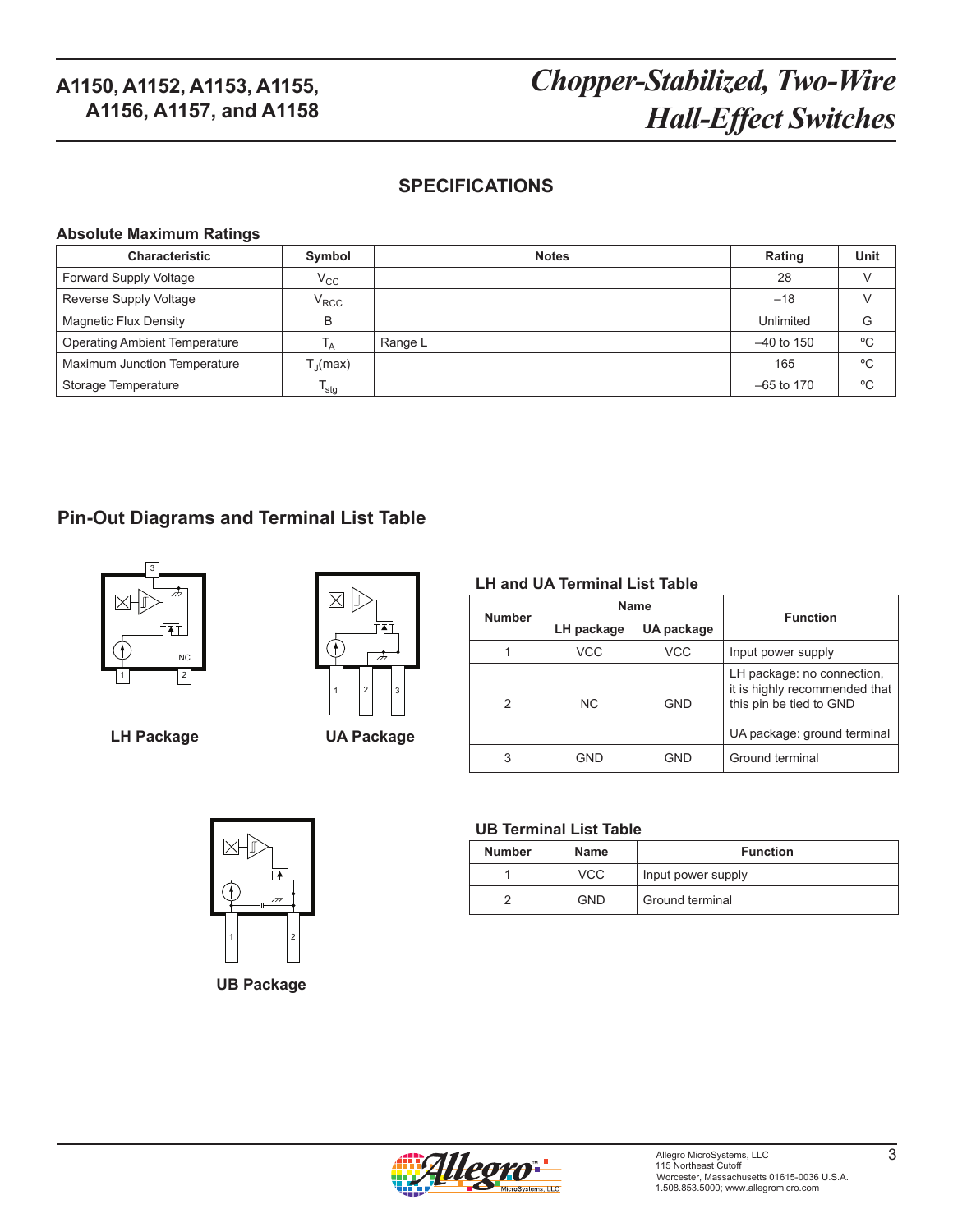## SPECIFICATIONS

### Absolute Maximum Ratings

| Characteristic | Symbol | Notes | Rating | Unit |
|---|---|---|---|---|
| Forward Supply Voltage | $V_{CC}$ | | 28 | V |
| Reverse Supply Voltage | $V_{RCC}$ | | –18 | V |
| Magnetic Flux Density | B | | Unlimited | G |
| Operating Ambient Temperature | $T_A$ | Range L | –40 to 150 | ºC |
| Maximum Junction Temperature | $T_J(max)$ | | 165 | ºC |
| Storage Temperature | $T_{stg}$ | | –65 to 170 | ºC |

## Pin-Out Diagrams and Terminal List Table

LH Package

UA Package

### LH and UA Terminal List Table

| Number | Name | | Function |
|---|---|---|---|
| | LH package | UA package | |
| 1 | VCC | VCC | Input power supply |
| 2 | NC | GND | LH package: no connection, it is highly recommended that this pin be tied to GND<br><br>UA package: ground terminal |
| 3 | GND | GND | Ground terminal |

UB Package

### UB Terminal List Table

| Number | Name | Function |
|---|---|---|
| 1 | VCC | Input power supply |
| 2 | GND | Ground terminal |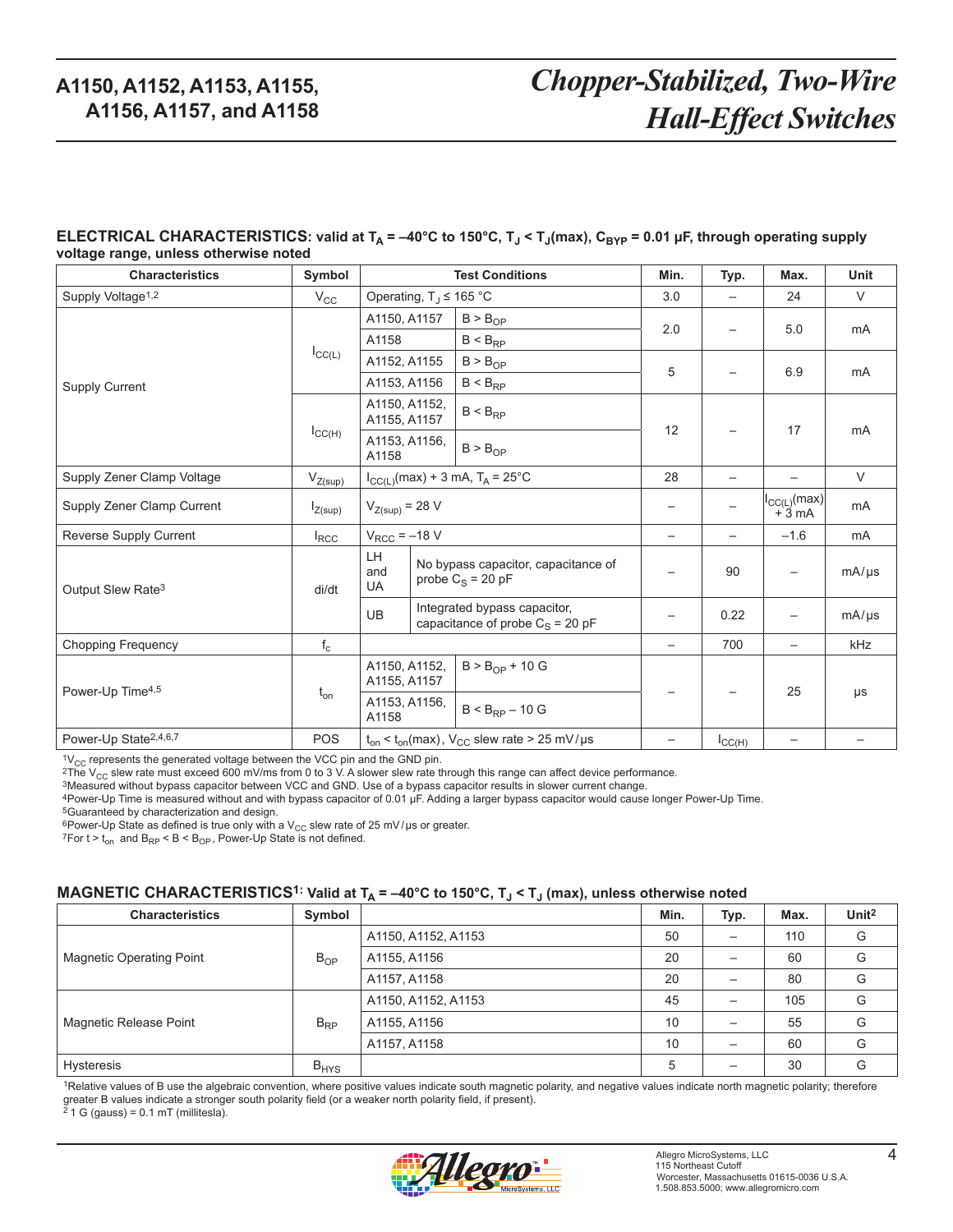## ELECTRICAL CHARACTERISTICS: valid at $T_A$ = –40°C to 150°C, $T_J$ < $T_J$(max), $C_{BYP}$ = 0.01 µF, through operating supply voltage range, unless noted otherwise

| Characteristics | Symbol | Test Conditions | | Min. | Typ. | Max. | Unit |
|---|---|---|---|---|---|---|---|
| Supply Voltage[1,2] | $V_{CC}$ | Operating, $T_J$ ≤ 165 °C | | 3.0 | – | 24 | V |
| Supply Current | $I_{CC(L)}$ | A1150, A1157 | B > $B_{OP}$ | 2.0 | – | 5.0 | mA |
| | | A1158 | B < $B_{RP}$ | | | | |
| | | A1152, A1155 | B > $B_{OP}$ | 5 | – | 6.9 | mA |
| | | A1153, A1156 | B < $B_{RP}$ | | | | |
| | $I_{CC(H)}$ | A1150, A1152, A1155, A1157 | B < $B_{RP}$ | 12 | – | 17 | mA |
| | | A1153, A1156, A1158 | B > $B_{OP}$ | | | | |
| Supply Zener Clamp Voltage | $V_{Z(sup)}$ | $I_{CC(L)}$(max) + 3 mA, $T_A$ = 25°C | | 28 | – | – | V |
| Supply Zener Clamp Current | $I_{Z(sup)}$ | $V_{Z(sup)}$ = 28 V | | – | – | $I_{CC(L)}$(max) + 3 mA | mA |
| Reverse Supply Current | $I_{RCC}$ | $V_{RCC}$ = –18 V | | – | – | –1.6 | mA |
| Output Slew Rate[3] | di/dt | LH and UA | No bypass capacitor, capacitance of probe $C_S$ = 20 pF | – | 90 | – | mA/µs |
| | | UB | Integrated bypass capacitor, capacitance of probe $C_S$ = 20 pF | – | 0.22 | – | mA/µs |
| Chopping Frequency | $f_c$ | | | – | 700 | – | kHz |
| Power-Up Time[4,5] | $t_{on}$ | A1150, A1152, A1155, A1157 | B > $B_{OP}$ + 10 G | – | – | 25 | µs |
| | | A1153, A1156, A1158 | B < $B_{RP}$ – 10 G | | | | |
| Power-Up State[2,4,6,7] | POS | $t_{on}$ < $t_{on}$(max), $V_{CC}$ slew rate > 25 mV/µs | | – | $I_{CC(H)}$ | – | – |

[1]$V_{CC}$ represents the generated voltage between the VCC pin and the GND pin.
[2]The $V_{CC}$ slew rate must exceed 600 mV/ms from 0 to 3 V. A slower slew rate through this range can affect device performance.
[3]Measured without bypass capacitor between VCC and GND. Use of a bypass capacitor results in slower current change.
[4]Power-Up Time is measured without and with bypass capacitor of 0.01 µF. Adding a larger bypass capacitor would cause longer Power-Up Time.
[5]Guaranteed by characterization and design.
[6]Power-Up State as defined is true only with a $V_{CC}$ slew rate of 25 mV/µs or greater.
[7]For t > $t_{on}$ and $B_{RP}$ < B < $B_{OP}$, Power-Up State is not defined.

## MAGNETIC CHARACTERISTICS[1]: Valid at $T_A$ = –40°C to 150°C, $T_J$ < $T_J$ (max), unless otherwise noted

| Characteristics | Symbol | | Min. | Typ. | Max. | Unit[2] |
|---|---|---|---|---|---|---|
| Magnetic Operating Point | $B_{OP}$ | A1150, A1152, A1153 | 50 | – | 110 | G |
| | | A1155, A1156 | 20 | – | 60 | G |
| | | A1157, A1158 | 20 | – | 80 | G |
| Magnetic Release Point | $B_{RP}$ | A1150, A1152, A1153 | 45 | – | 105 | G |
| | | A1155, A1156 | 10 | – | 55 | G |
| | | A1157, A1158 | 10 | – | 60 | G |
| Hysteresis | $B_{HYS}$ | | 5 | – | 30 | G |

[1]Relative values of B use the algebraic convention, where positive values indicate south magnetic polarity, and negative values indicate north magnetic polarity; therefore greater B values indicate a stronger south polarity field (or a weaker north polarity field, if present).
[2] 1 G (gauss) = 0.1 mT (millitesla).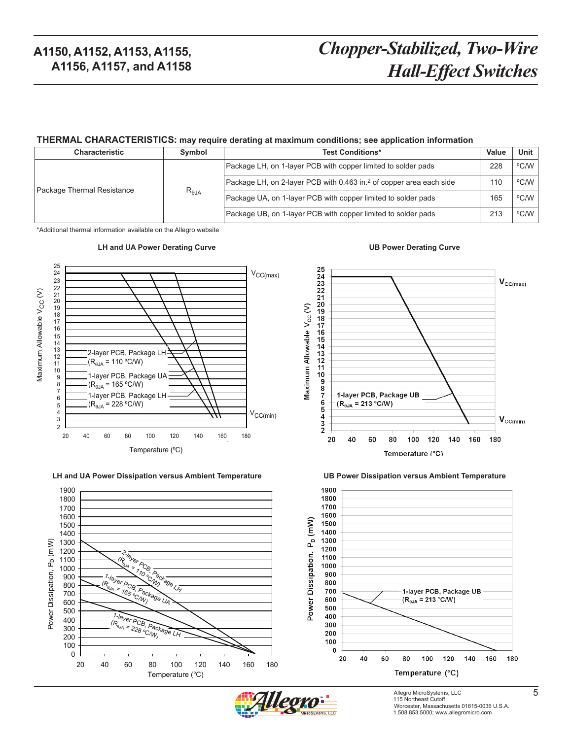## THERMAL CHARACTERISTICS: may require derating at maximum conditions; see application information

| Characteristic | Symbol | Test Conditions* | Value | Unit |
|---|---|---|---|---|
| Package Thermal Resistance | $R_{\theta JA}$ | Package LH, on 1-layer PCB with copper limited to solder pads | 228 | ºC/W |
| | | Package LH, on 2-layer PCB with 0.463 in.$^2$ of copper area each side | 110 | ºC/W |
| | | Package UA, on 1-layer PCB with copper limited to solder pads | 165 | ºC/W |
| | | Package UB, on 1-layer PCB with copper limited to solder pads | 213 | ºC/W |

*Additional thermal information available on the Allegro website

### LH and UA Power Derating Curve

Maximum Allowable $V_{CC}$ (V) versus Temperature (ºC), showing $V_{CC(max)}$ and $V_{CC(min)}$ limits for:
- 2-layer PCB, Package LH ($R_{\theta JA}$ = 110 ºC/W)
- 1-layer PCB, Package UA ($R_{\theta JA}$ = 165 ºC/W)
- 1-layer PCB, Package LH ($R_{\theta JA}$ = 228 ºC/W)

### UB Power Derating Curve

Maximum Allowable $V_{CC}$ (V) versus Temperature (°C), showing $V_{CC(max)}$ and $V_{CC(min)}$ limits for:
- 1-layer PCB, Package UB ($R_{\theta JA}$ = 213 °C/W)

### LH and UA Power Dissipation versus Ambient Temperature

Power Dissipation, $P_D$ (mW) versus Temperature (°C) for:
- 2-layer PCB, Package LH ($R_{\theta JA}$ = 110 °C/W)
- 1-layer PCB, Package UA ($R_{\theta JA}$ = 165 °C/W)
- 1-layer PCB, Package LH ($R_{\theta JA}$ = 228 °C/W)

### UB Power Dissipation versus Ambient Temperature

Power Dissipation, $P_D$ (mW) versus Temperature (°C) for:
- 1-layer PCB, Package UB ($R_{\theta JA}$ = 213 °C/W)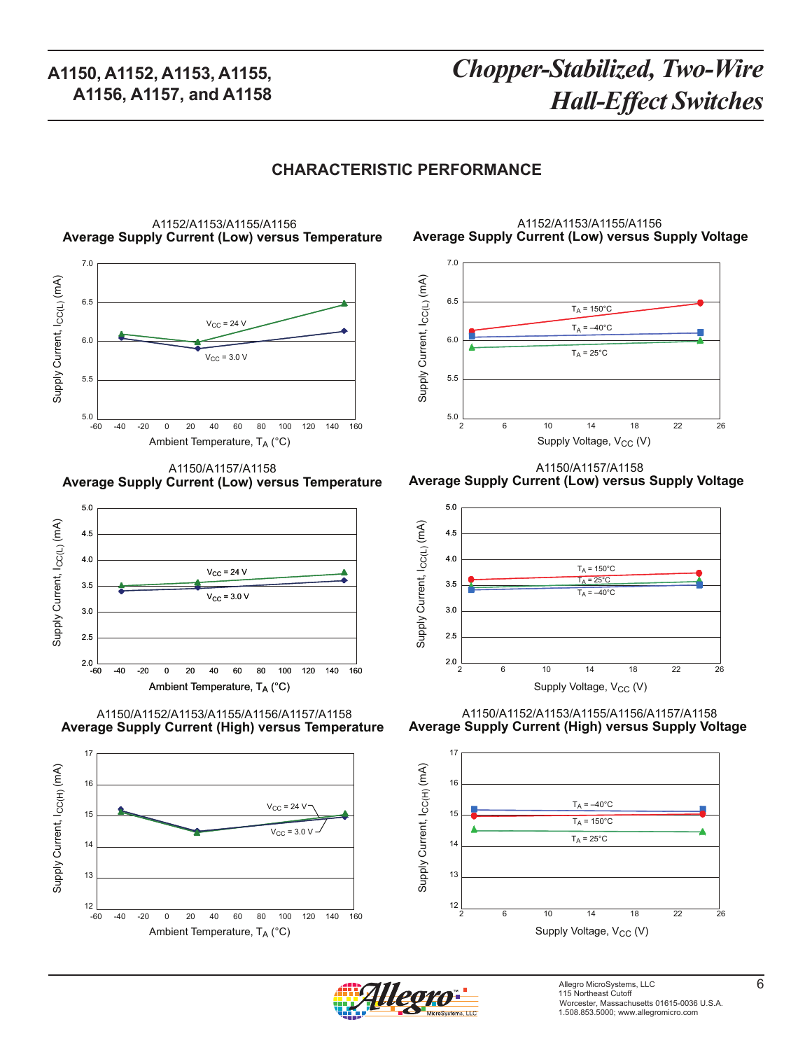## CHARACTERISTIC PERFORMANCE

A1152/A1153/A1155/A1156
**Average Supply Current (Low) versus Temperature**

A1152/A1153/A1155/A1156
**Average Supply Current (Low) versus Supply Voltage**

A1150/A1157/A1158
**Average Supply Current (Low) versus Temperature**

A1150/A1157/A1158
**Average Supply Current (Low) versus Supply Voltage**

A1150/A1152/A1153/A1155/A1156/A1157/A1158
**Average Supply Current (High) versus Temperature**

A1150/A1152/A1153/A1155/A1156/A1157/A1158
**Average Supply Current (High) versus Supply Voltage**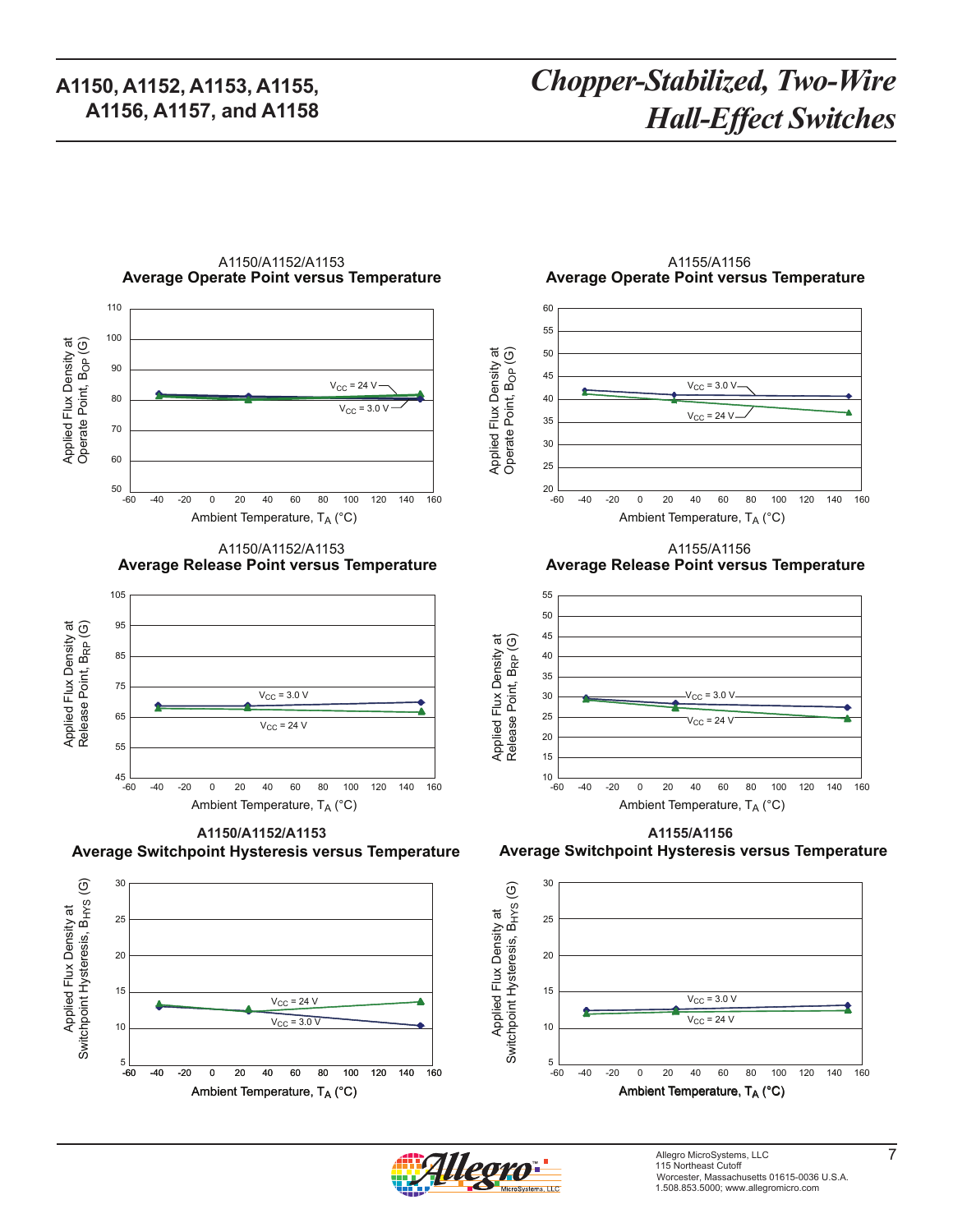A1150/A1152/A1153
**Average Operate Point versus Temperature**

Applied Flux Density at Operate Point, $B_{OP}$ (G)

110, 100, 90, 80, 70, 60, 50

$V_{CC}$ = 24 V

$V_{CC}$ = 3.0 V

-60, -40, -20, 0, 20, 40, 60, 80, 100, 120, 140, 160

Ambient Temperature, $T_A$ (°C)

A1155/A1156
**Average Operate Point versus Temperature**

Applied Flux Density at Operate Point, $B_{OP}$ (G)

60, 55, 50, 45, 40, 35, 30, 25, 20

$V_{CC}$ = 3.0 V

$V_{CC}$ = 24 V

-60, -40, -20, 0, 20, 40, 60, 80, 100, 120, 140, 160

Ambient Temperature, $T_A$ (°C)

A1150/A1152/A1153
**Average Release Point versus Temperature**

Applied Flux Density at Release Point, $B_{RP}$ (G)

105, 95, 85, 75, 65, 55, 45

$V_{CC}$ = 3.0 V

$V_{CC}$ = 24 V

-60, -40, -20, 0, 20, 40, 60, 80, 100, 120, 140, 160

Ambient Temperature, $T_A$ (°C)

A1155/A1156
**Average Release Point versus Temperature**

Applied Flux Density at Release Point, $B_{RP}$ (G)

55, 50, 45, 40, 35, 30, 25, 20, 15, 10

$V_{CC}$ = 3.0 V

$V_{CC}$ = 24 V

-60, -40, -20, 0, 20, 40, 60, 80, 100, 120, 140, 160

Ambient Temperature, $T_A$ (°C)

**A1150/A1152/A1153**
**Average Switchpoint Hysteresis versus Temperature**

Applied Flux Density at Switchpoint Hysteresis, $B_{HYS}$ (G)

30, 25, 20, 15, 10, 5

$V_{CC}$ = 24 V

$V_{CC}$ = 3.0 V

-60, -40, -20, 0, 20, 40, 60, 80, 100, 120, 140, 160

Ambient Temperature, $T_A$ (°C)

**A1155/A1156**
**Average Switchpoint Hysteresis versus Temperature**

Applied Flux Density at Switchpoint Hysteresis, $B_{HYS}$ (G)

30, 25, 20, 15, 10, 5

$V_{CC}$ = 3.0 V

$V_{CC}$ = 24 V

-60, -40, -20, 0, 20, 40, 60, 80, 100, 120, 140, 160

Ambient Temperature, $T_A$ (°C)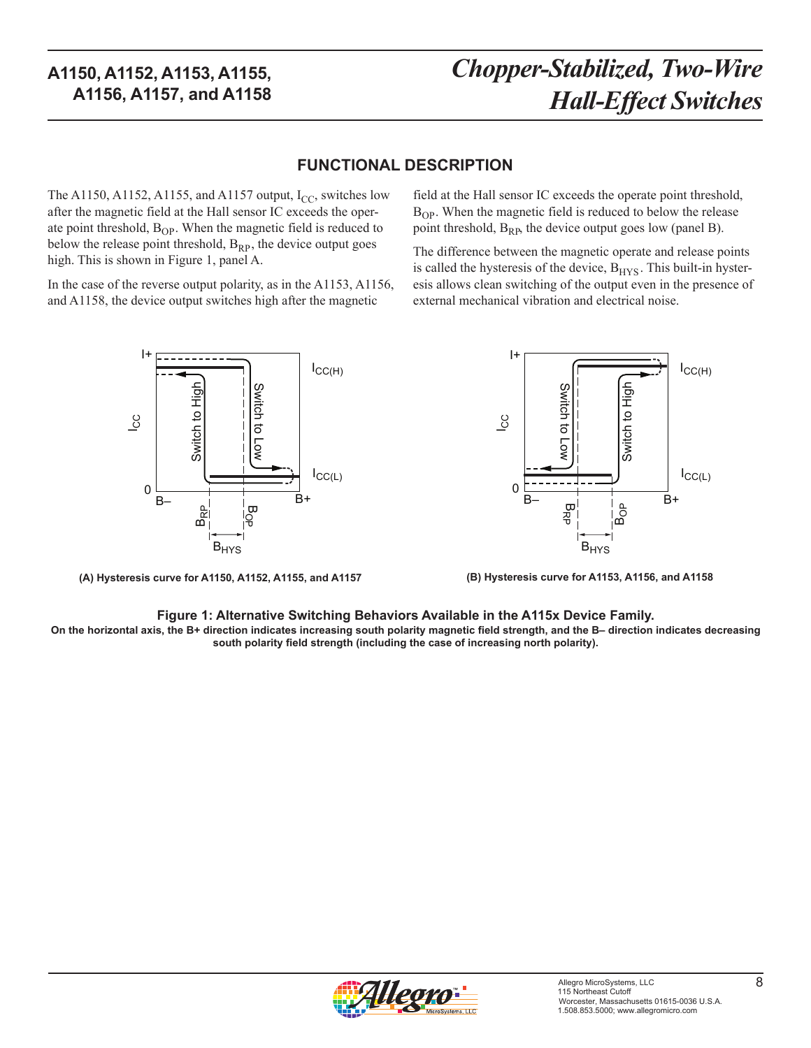## FUNCTIONAL DESCRIPTION

The A1150, A1152, A1155, and A1157 output, $I_{CC}$, switches low after the magnetic field at the Hall sensor IC exceeds the operate point threshold, $B_{OP}$. When the magnetic field is reduced to below the release point threshold, $B_{RP}$, the device output goes high. This is shown in Figure 1, panel A.

In the case of the reverse output polarity, as in the A1153, A1156, and A1158, the device output switches high after the magnetic field at the Hall sensor IC exceeds the operate point threshold, $B_{OP}$. When the magnetic field is reduced to below the release point threshold, $B_{RP}$, the device output goes low (panel B).

The difference between the magnetic operate and release points is called the hysteresis of the device, $B_{HYS}$. This built-in hysteresis allows clean switching of the output even in the presence of external mechanical vibration and electrical noise.

(A) Hysteresis curve for A1150, A1152, A1155, and A1157

(B) Hysteresis curve for A1153, A1156, and A1158

**Figure 1: Alternative Switching Behaviors Available in the A115x Device Family.**
**On the horizontal axis, the B+ direction indicates increasing south polarity magnetic field strength, and the B– direction indicates decreasing south polarity field strength (including the case of increasing north polarity).**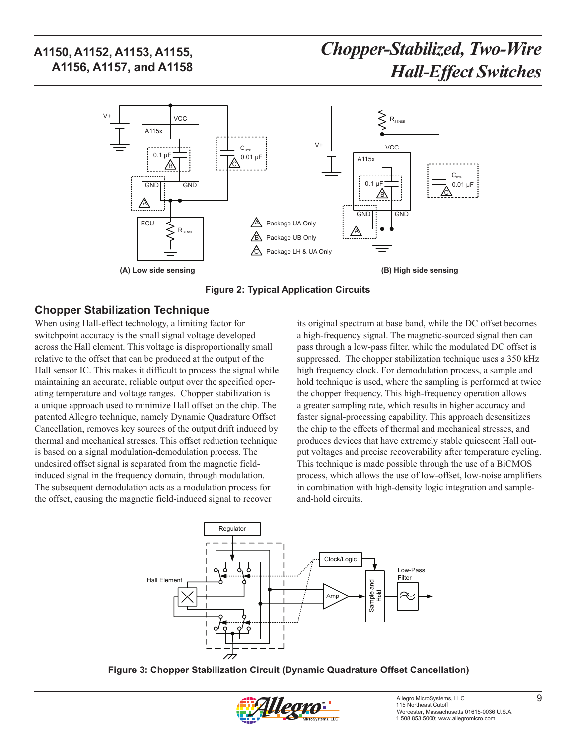Figure 2: Typical Application Circuits

(A) Low side sensing

(B) High side sensing

## Chopper Stabilization Technique

When using Hall-effect technology, a limiting factor for switchpoint accuracy is the small signal voltage developed across the Hall element. This voltage is disproportionally small relative to the offset that can be produced at the output of the Hall sensor IC. This makes it difficult to process the signal while maintaining an accurate, reliable output over the specified operating temperature and voltage ranges. Chopper stabilization is a unique approach used to minimize Hall offset on the chip. The patented Allegro technique, namely Dynamic Quadrature Offset Cancellation, removes key sources of the output drift induced by thermal and mechanical stresses. This offset reduction technique is based on a signal modulation-demodulation process. The undesired offset signal is separated from the magnetic field-induced signal in the frequency domain, through modulation. The subsequent demodulation acts as a modulation process for the offset, causing the magnetic field-induced signal to recover its original spectrum at base band, while the DC offset becomes a high-frequency signal. The magnetic-sourced signal then can pass through a low-pass filter, while the modulated DC offset is suppressed. The chopper stabilization technique uses a 350 kHz high frequency clock. For demodulation process, a sample and hold technique is used, where the sampling is performed at twice the chopper frequency. This high-frequency operation allows a greater sampling rate, which results in higher accuracy and faster signal-processing capability. This approach desensitizes the chip to the effects of thermal and mechanical stresses, and produces devices that have extremely stable quiescent Hall output voltages and precise recoverability after temperature cycling. This technique is made possible through the use of a BiCMOS process, which allows the use of low-offset, low-noise amplifiers in combination with high-density logic integration and sample-and-hold circuits.

Figure 3: Chopper Stabilization Circuit (Dynamic Quadrature Offset Cancellation)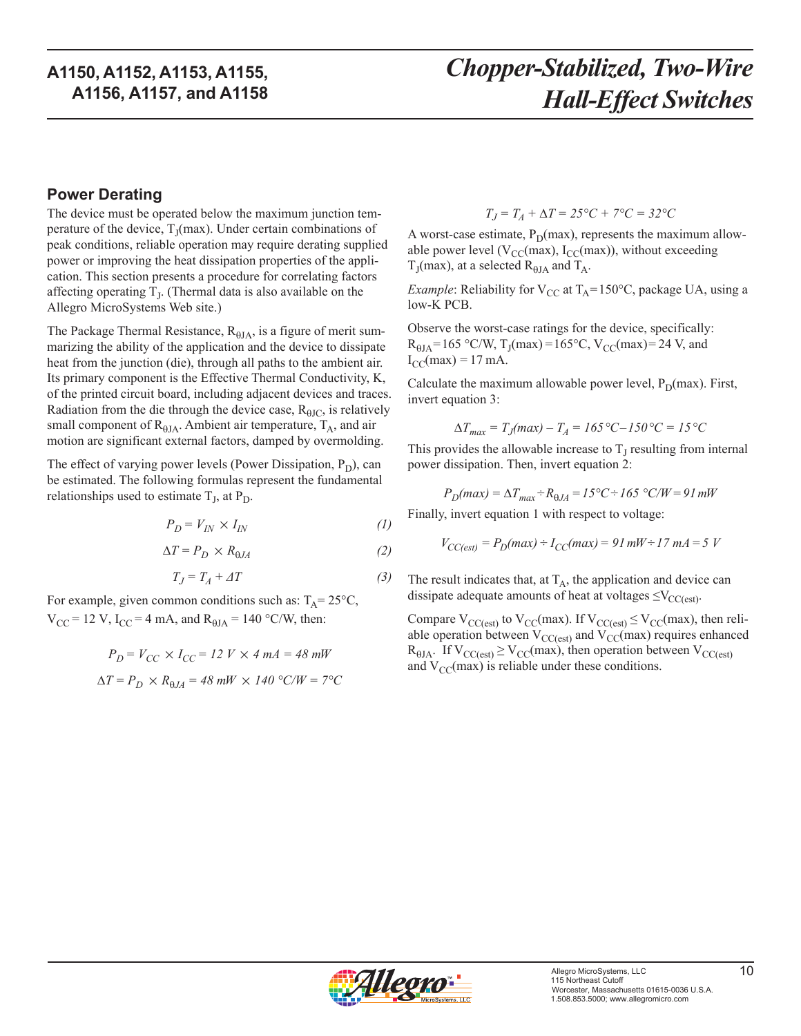## Power Derating

The device must be operated below the maximum junction temperature of the device, $T_J(max)$. Under certain combinations of peak conditions, reliable operation may require derating supplied power or improving the heat dissipation properties of the application. This section presents a procedure for correlating factors affecting operating $T_J$. (Thermal data is also available on the Allegro MicroSystems Web site.)

The Package Thermal Resistance, $R_{\theta JA}$, is a figure of merit summarizing the ability of the application and the device to dissipate heat from the junction (die), through all paths to the ambient air. Its primary component is the Effective Thermal Conductivity, K, of the printed circuit board, including adjacent devices and traces. Radiation from the die through the device case, $R_{\theta JC}$, is relatively small component of $R_{\theta JA}$. Ambient air temperature, $T_A$, and air motion are significant external factors, damped by overmolding.

The effect of varying power levels (Power Dissipation, $P_D$), can be estimated. The following formulas represent the fundamental relationships used to estimate $T_J$, at $P_D$.

$$P_D = V_{IN} \times I_{IN} \tag{1}$$

$$\Delta T = P_D \times R_{\theta JA} \tag{2}$$

$$T_J = T_A + \Delta T \tag{3}$$

For example, given common conditions such as: $T_A$= 25°C, $V_{CC}$ = 12 V, $I_{CC}$ = 4 mA, and $R_{\theta JA}$ = 140 °C/W, then:

$$P_D = V_{CC} \times I_{CC} = 12\ V \times 4\ mA = 48\ mW$$

$$\Delta T = P_D \times R_{\theta JA} = 48\ mW \times 140\ °C/W = 7°C$$

$$T_J = T_A + \Delta T = 25°C + 7°C = 32°C$$

A worst-case estimate, $P_D(max)$, represents the maximum allowable power level ($V_{CC}(max)$, $I_{CC}(max)$), without exceeding $T_J(max)$, at a selected $R_{\theta JA}$ and $T_A$.

*Example*: Reliability for $V_{CC}$ at $T_A$=150°C, package UA, using a low-K PCB.

Observe the worst-case ratings for the device, specifically: $R_{\theta JA}$=165 °C/W, $T_J(max)$=165°C, $V_{CC}(max)$= 24 V, and $I_{CC}(max)$ = 17 mA.

Calculate the maximum allowable power level, $P_D(max)$. First, invert equation 3:

$$\Delta T_{max} = T_J(max) - T_A = 165\ °C - 150\ °C = 15\ °C$$

This provides the allowable increase to $T_J$ resulting from internal power dissipation. Then, invert equation 2:

$$P_D(max) = \Delta T_{max} \div R_{\theta JA} = 15°C \div 165\ °C/W = 91\ mW$$

Finally, invert equation 1 with respect to voltage:

$$V_{CC(est)} = P_D(max) \div I_{CC}(max) = 91\ mW \div 17\ mA = 5\ V$$

The result indicates that, at $T_A$, the application and device can dissipate adequate amounts of heat at voltages $\leq V_{CC(est)}$.

Compare $V_{CC(est)}$ to $V_{CC}(max)$. If $V_{CC(est)} \leq V_{CC}(max)$, then reliable operation between $V_{CC(est)}$ and $V_{CC}(max)$ requires enhanced $R_{\theta JA}$. If $V_{CC(est)} \geq V_{CC}(max)$, then operation between $V_{CC(est)}$ and $V_{CC}(max)$ is reliable under these conditions.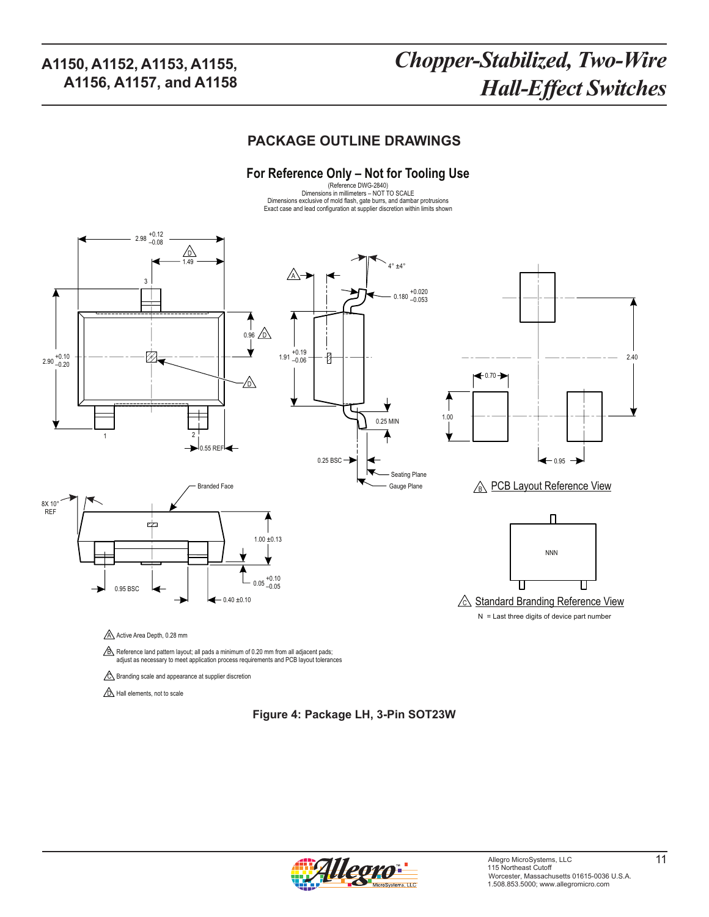## PACKAGE OUTLINE DRAWINGS

### For Reference Only – Not for Tooling Use

(Reference DWG-2840)
Dimensions in millimeters – NOT TO SCALE
Dimensions exclusive of mold flash, gate burrs, and dambar protrusions
Exact case and lead configuration at supplier discretion within limits shown

PCB Layout Reference View

Standard Branding Reference View

N = Last three digits of device part number

A: Active Area Depth, 0.28 mm

B: Reference land pattern layout; all pads a minimum of 0.20 mm from all adjacent pads; adjust as necessary to meet application process requirements and PCB layout tolerances

C: Branding scale and appearance at supplier discretion

D: Hall elements, not to scale

**Figure 4: Package LH, 3-Pin SOT23W**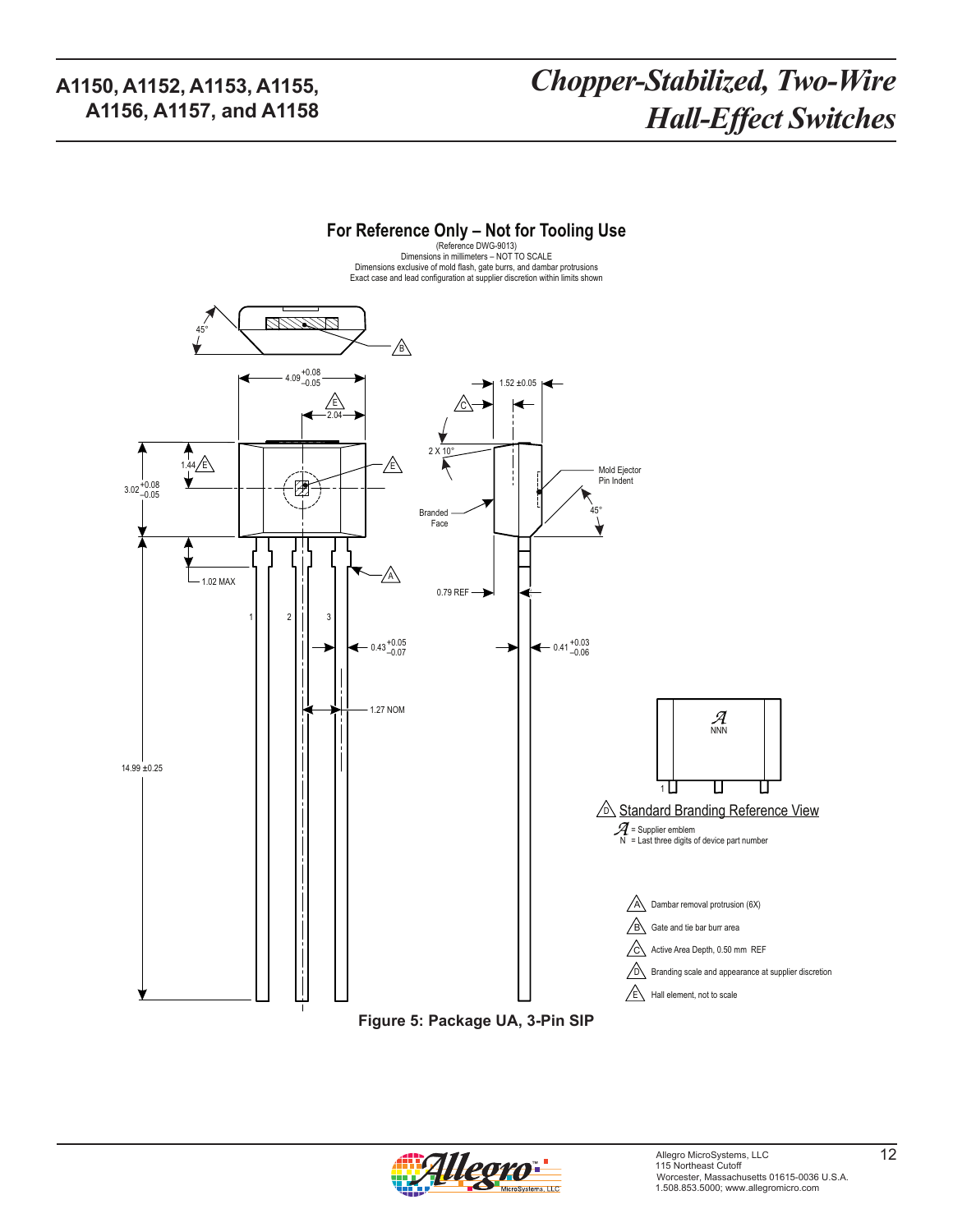## For Reference Only – Not for Tooling Use

(Reference DWG-9013)
Dimensions in millimeters – NOT TO SCALE
Dimensions exclusive of mold flash, gate burrs, and dambar protrusions
Exact case and lead configuration at supplier discretion within limits shown

45°

4.09 +0.08/–0.05

E 2.04

1.52 ±0.05

C

2 X 10°

1.44 E

3.02 +0.08/–0.05

E

Mold Ejector Pin Indent

Branded Face

45°

1.02 MAX

A

0.79 REF

1 2 3

0.43 +0.05/–0.07

0.41 +0.03/–0.06

1.27 NOM

14.99 ±0.25

NNN

1

D Standard Branding Reference View

= Supplier emblem
N = Last three digits of device part number

A Dambar removal protrusion (6X)

B Gate and tie bar burr area

C Active Area Depth, 0.50 mm REF

D Branding scale and appearance at supplier discretion

E Hall element, not to scale

**Figure 5: Package UA, 3-Pin SIP**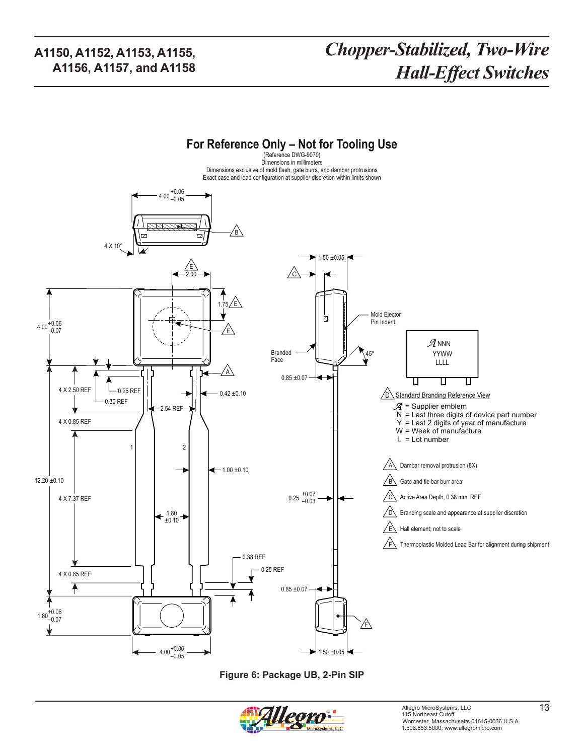## For Reference Only – Not for Tooling Use

(Reference DWG-9070)
Dimensions in millimeters
Dimensions exclusive of mold flash, gate burrs, and dambar protrusions
Exact case and lead configuration at supplier discretion within limits shown

D Standard Branding Reference View

- 𝒜 = Supplier emblem
- N = Last three digits of device part number
- Y = Last 2 digits of year of manufacture
- W = Week of manufacture
- L = Lot number

- A Dambar removal protrusion (8X)
- B Gate and tie bar burr area
- C Active Area Depth, 0.38 mm REF
- D Branding scale and appearance at supplier discretion
- E Hall element; not to scale
- F Thermoplastic Molded Lead Bar for alignment during shipment

**Figure 6: Package UB, 2-Pin SIP**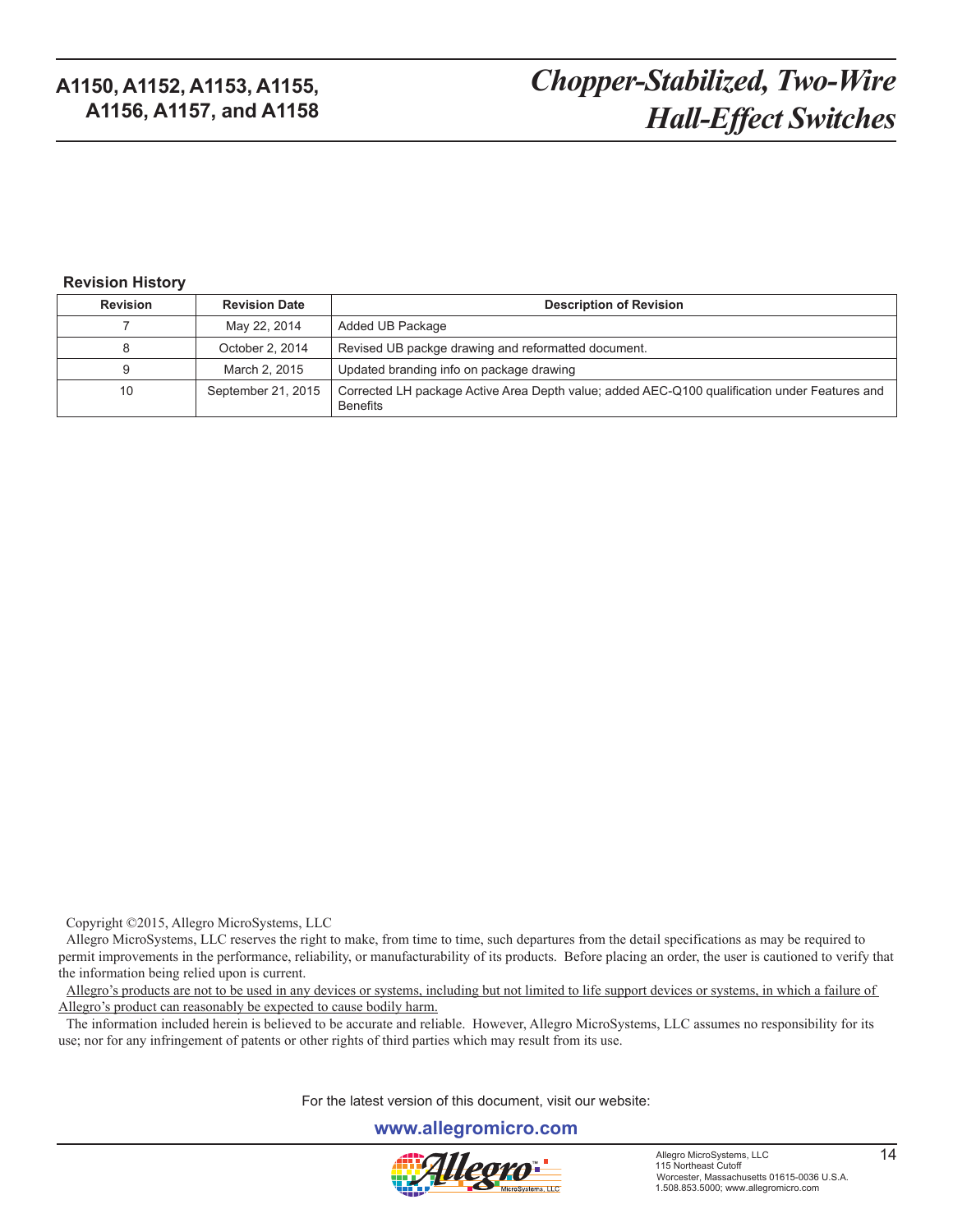### Revision History

| Revision | Revision Date | Description of Revision |
|---|---|---|
| 7 | May 22, 2014 | Added UB Package |
| 8 | October 2, 2014 | Revised UB packge drawing and reformatted document. |
| 9 | March 2, 2015 | Updated branding info on package drawing |
| 10 | September 21, 2015 | Corrected LH package Active Area Depth value; added AEC-Q100 qualification under Features and Benefits |

Copyright ©2015, Allegro MicroSystems, LLC

Allegro MicroSystems, LLC reserves the right to make, from time to time, such departures from the detail specifications as may be required to permit improvements in the performance, reliability, or manufacturability of its products. Before placing an order, the user is cautioned to verify that the information being relied upon is current.

Allegro's products are not to be used in any devices or systems, including but not limited to life support devices or systems, in which a failure of Allegro's product can reasonably be expected to cause bodily harm.

The information included herein is believed to be accurate and reliable. However, Allegro MicroSystems, LLC assumes no responsibility for its use; nor for any infringement of patents or other rights of third parties which may result from its use.

For the latest version of this document, visit our website:

**www.allegromicro.com**